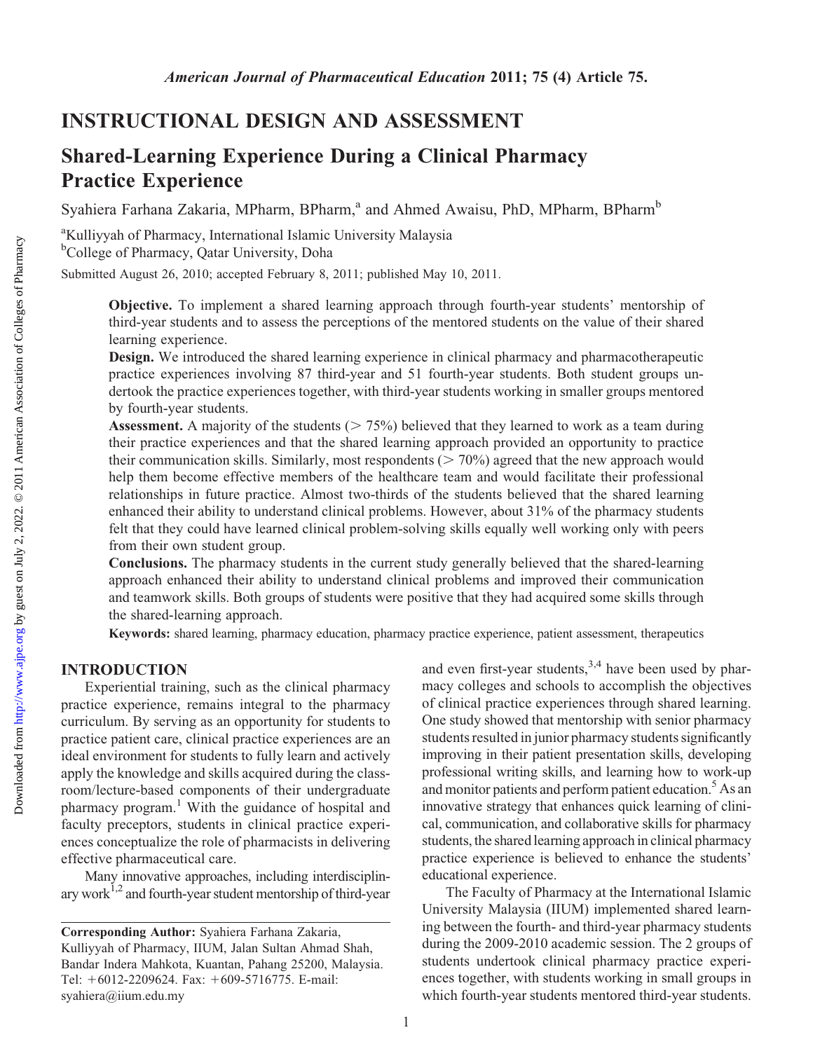# INSTRUCTIONAL DESIGN AND ASSESSMENT

## Shared-Learning Experience During a Clinical Pharmacy Practice Experience

Syahiera Farhana Zakaria, MPharm, BPharm,[a] and Ahmed Awaisu, PhD, MPharm, BPharm[b]

[a]Kulliyyah of Pharmacy, International Islamic University Malaysia
[b]College of Pharmacy, Qatar University, Doha

Submitted August 26, 2010; accepted February 8, 2011; published May 10, 2011.

**Objective.** To implement a shared learning approach through fourth-year students' mentorship of third-year students and to assess the perceptions of the mentored students on the value of their shared learning experience.

**Design.** We introduced the shared learning experience in clinical pharmacy and pharmacotherapeutic practice experiences involving 87 third-year and 51 fourth-year students. Both student groups undertook the practice experiences together, with third-year students working in smaller groups mentored by fourth-year students.

**Assessment.** A majority of the students (> 75%) believed that they learned to work as a team during their practice experiences and that the shared learning approach provided an opportunity to practice their communication skills. Similarly, most respondents (> 70%) agreed that the new approach would help them become effective members of the healthcare team and would facilitate their professional relationships in future practice. Almost two-thirds of the students believed that the shared learning enhanced their ability to understand clinical problems. However, about 31% of the pharmacy students felt that they could have learned clinical problem-solving skills equally well working only with peers from their own student group.

**Conclusions.** The pharmacy students in the current study generally believed that the shared-learning approach enhanced their ability to understand clinical problems and improved their communication and teamwork skills. Both groups of students were positive that they had acquired some skills through the shared-learning approach.

**Keywords:** shared learning, pharmacy education, pharmacy practice experience, patient assessment, therapeutics

## INTRODUCTION

Experiential training, such as the clinical pharmacy practice experience, remains integral to the pharmacy curriculum. By serving as an opportunity for students to practice patient care, clinical practice experiences are an ideal environment for students to fully learn and actively apply the knowledge and skills acquired during the classroom/lecture-based components of their undergraduate pharmacy program.[1] With the guidance of hospital and faculty preceptors, students in clinical practice experiences conceptualize the role of pharmacists in delivering effective pharmaceutical care.

Many innovative approaches, including interdisciplinary work[1,2] and fourth-year student mentorship of third-year and even first-year students,[3,4] have been used by pharmacy colleges and schools to accomplish the objectives of clinical practice experiences through shared learning. One study showed that mentorship with senior pharmacy students resulted in junior pharmacy students significantly improving in their patient presentation skills, developing professional writing skills, and learning how to work-up and monitor patients and perform patient education.[5] As an innovative strategy that enhances quick learning of clinical, communication, and collaborative skills for pharmacy students, the shared learning approach in clinical pharmacy practice experience is believed to enhance the students' educational experience.

The Faculty of Pharmacy at the International Islamic University Malaysia (IIUM) implemented shared learning between the fourth- and third-year pharmacy students during the 2009-2010 academic session. The 2 groups of students undertook clinical pharmacy practice experiences together, with students working in small groups in which fourth-year students mentored third-year students.

**Corresponding Author:** Syahiera Farhana Zakaria, Kulliyyah of Pharmacy, IIUM, Jalan Sultan Ahmad Shah, Bandar Indera Mahkota, Kuantan, Pahang 25200, Malaysia. Tel: +6012-2209624. Fax: +609-5716775. E-mail: syahiera@iium.edu.my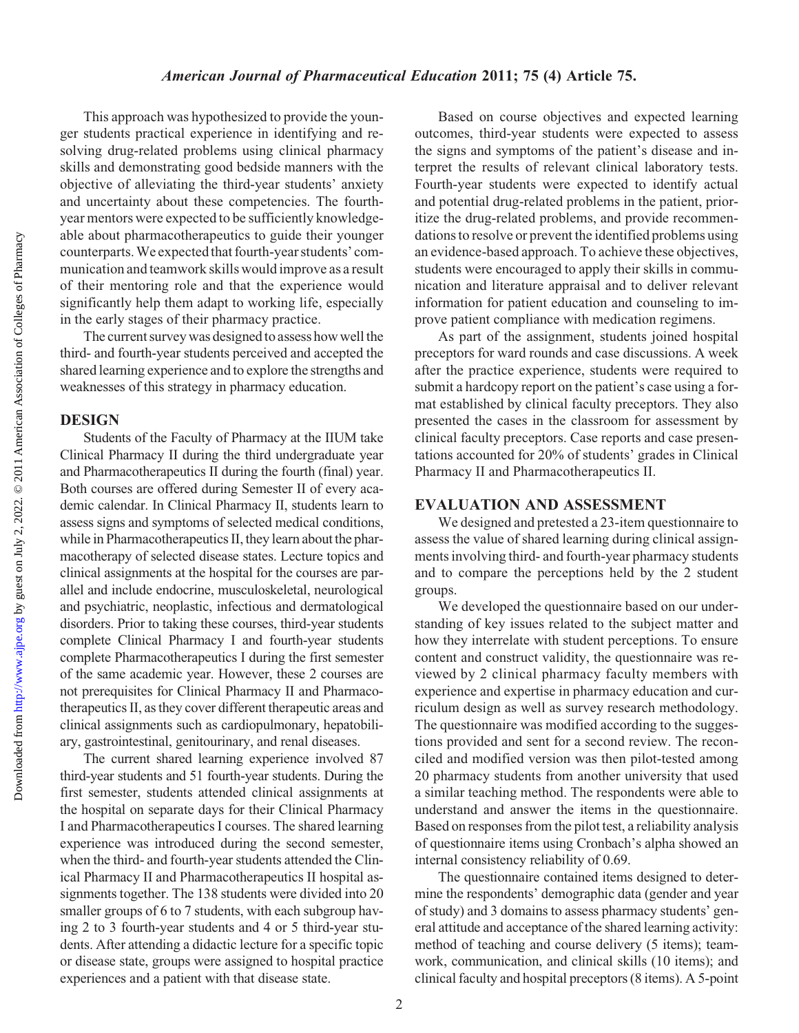This approach was hypothesized to provide the younger students practical experience in identifying and resolving drug-related problems using clinical pharmacy skills and demonstrating good bedside manners with the objective of alleviating the third-year students' anxiety and uncertainty about these competencies. The fourth-year mentors were expected to be sufficiently knowledgeable about pharmacotherapeutics to guide their younger counterparts. We expected that fourth-year students' communication and teamwork skills would improve as a result of their mentoring role and that the experience would significantly help them adapt to working life, especially in the early stages of their pharmacy practice.

The current survey was designed to assess how well the third- and fourth-year students perceived and accepted the shared learning experience and to explore the strengths and weaknesses of this strategy in pharmacy education.

## DESIGN

Students of the Faculty of Pharmacy at the IIUM take Clinical Pharmacy II during the third undergraduate year and Pharmacotherapeutics II during the fourth (final) year. Both courses are offered during Semester II of every academic calendar. In Clinical Pharmacy II, students learn to assess signs and symptoms of selected medical conditions, while in Pharmacotherapeutics II, they learn about the pharmacotherapy of selected disease states. Lecture topics and clinical assignments at the hospital for the courses are parallel and include endocrine, musculoskeletal, neurological and psychiatric, neoplastic, infectious and dermatological disorders. Prior to taking these courses, third-year students complete Clinical Pharmacy I and fourth-year students complete Pharmacotherapeutics I during the first semester of the same academic year. However, these 2 courses are not prerequisites for Clinical Pharmacy II and Pharmacotherapeutics II, as they cover different therapeutic areas and clinical assignments such as cardiopulmonary, hepatobiliary, gastrointestinal, genitourinary, and renal diseases.

The current shared learning experience involved 87 third-year students and 51 fourth-year students. During the first semester, students attended clinical assignments at the hospital on separate days for their Clinical Pharmacy I and Pharmacotherapeutics I courses. The shared learning experience was introduced during the second semester, when the third- and fourth-year students attended the Clinical Pharmacy II and Pharmacotherapeutics II hospital assignments together. The 138 students were divided into 20 smaller groups of 6 to 7 students, with each subgroup having 2 to 3 fourth-year students and 4 or 5 third-year students. After attending a didactic lecture for a specific topic or disease state, groups were assigned to hospital practice experiences and a patient with that disease state.

Based on course objectives and expected learning outcomes, third-year students were expected to assess the signs and symptoms of the patient's disease and interpret the results of relevant clinical laboratory tests. Fourth-year students were expected to identify actual and potential drug-related problems in the patient, prioritize the drug-related problems, and provide recommendations to resolve or prevent the identified problems using an evidence-based approach. To achieve these objectives, students were encouraged to apply their skills in communication and literature appraisal and to deliver relevant information for patient education and counseling to improve patient compliance with medication regimens.

As part of the assignment, students joined hospital preceptors for ward rounds and case discussions. A week after the practice experience, students were required to submit a hardcopy report on the patient's case using a format established by clinical faculty preceptors. They also presented the cases in the classroom for assessment by clinical faculty preceptors. Case reports and case presentations accounted for 20% of students' grades in Clinical Pharmacy II and Pharmacotherapeutics II.

## EVALUATION AND ASSESSMENT

We designed and pretested a 23-item questionnaire to assess the value of shared learning during clinical assignments involving third- and fourth-year pharmacy students and to compare the perceptions held by the 2 student groups.

We developed the questionnaire based on our understanding of key issues related to the subject matter and how they interrelate with student perceptions. To ensure content and construct validity, the questionnaire was reviewed by 2 clinical pharmacy faculty members with experience and expertise in pharmacy education and curriculum design as well as survey research methodology. The questionnaire was modified according to the suggestions provided and sent for a second review. The reconciled and modified version was then pilot-tested among 20 pharmacy students from another university that used a similar teaching method. The respondents were able to understand and answer the items in the questionnaire. Based on responses from the pilot test, a reliability analysis of questionnaire items using Cronbach's alpha showed an internal consistency reliability of 0.69.

The questionnaire contained items designed to determine the respondents' demographic data (gender and year of study) and 3 domains to assess pharmacy students' general attitude and acceptance of the shared learning activity: method of teaching and course delivery (5 items); teamwork, communication, and clinical skills (10 items); and clinical faculty and hospital preceptors (8 items). A 5-point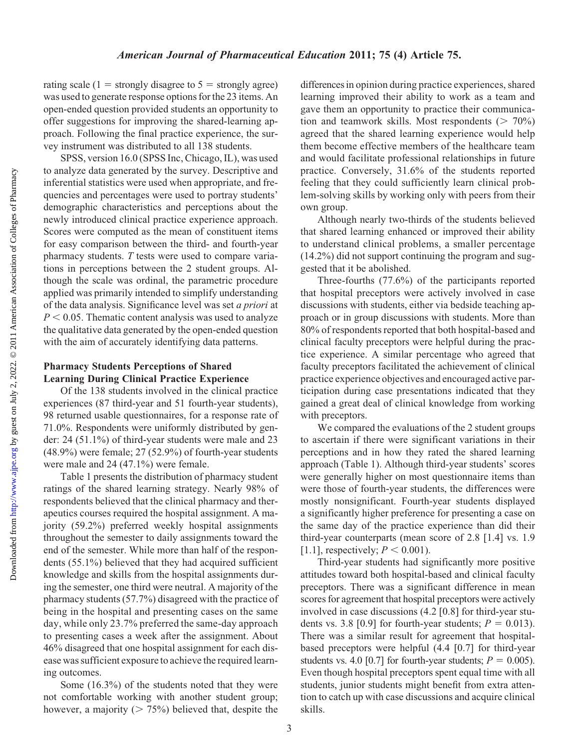rating scale (1 = strongly disagree to 5 = strongly agree) was used to generate response options for the 23 items. An open-ended question provided students an opportunity to offer suggestions for improving the shared-learning approach. Following the final practice experience, the survey instrument was distributed to all 138 students.

SPSS, version 16.0 (SPSS Inc, Chicago, IL), was used to analyze data generated by the survey. Descriptive and inferential statistics were used when appropriate, and frequencies and percentages were used to portray students' demographic characteristics and perceptions about the newly introduced clinical practice experience approach. Scores were computed as the mean of constituent items for easy comparison between the third- and fourth-year pharmacy students. *T* tests were used to compare variations in perceptions between the 2 student groups. Although the scale was ordinal, the parametric procedure applied was primarily intended to simplify understanding of the data analysis. Significance level was set *a priori* at $P < 0.05$. Thematic content analysis was used to analyze the qualitative data generated by the open-ended question with the aim of accurately identifying data patterns.

### Pharmacy Students Perceptions of Shared Learning During Clinical Practice Experience

Of the 138 students involved in the clinical practice experiences (87 third-year and 51 fourth-year students), 98 returned usable questionnaires, for a response rate of 71.0%. Respondents were uniformly distributed by gender: 24 (51.1%) of third-year students were male and 23 (48.9%) were female; 27 (52.9%) of fourth-year students were male and 24 (47.1%) were female.

Table 1 presents the distribution of pharmacy student ratings of the shared learning strategy. Nearly 98% of respondents believed that the clinical pharmacy and therapeutics courses required the hospital assignment. A majority (59.2%) preferred weekly hospital assignments throughout the semester to daily assignments toward the end of the semester. While more than half of the respondents (55.1%) believed that they had acquired sufficient knowledge and skills from the hospital assignments during the semester, one third were neutral. A majority of the pharmacy students (57.7%) disagreed with the practice of being in the hospital and presenting cases on the same day, while only 23.7% preferred the same-day approach to presenting cases a week after the assignment. About 46% disagreed that one hospital assignment for each disease was sufficient exposure to achieve the required learning outcomes.

Some (16.3%) of the students noted that they were not comfortable working with another student group; however, a majority (> 75%) believed that, despite the differences in opinion during practice experiences, shared learning improved their ability to work as a team and gave them an opportunity to practice their communication and teamwork skills. Most respondents (> 70%) agreed that the shared learning experience would help them become effective members of the healthcare team and would facilitate professional relationships in future practice. Conversely, 31.6% of the students reported feeling that they could sufficiently learn clinical problem-solving skills by working only with peers from their own group.

Although nearly two-thirds of the students believed that shared learning enhanced or improved their ability to understand clinical problems, a smaller percentage (14.2%) did not support continuing the program and suggested that it be abolished.

Three-fourths (77.6%) of the participants reported that hospital preceptors were actively involved in case discussions with students, either via bedside teaching approach or in group discussions with students. More than 80% of respondents reported that both hospital-based and clinical faculty preceptors were helpful during the practice experience. A similar percentage who agreed that faculty preceptors facilitated the achievement of clinical practice experience objectives and encouraged active participation during case presentations indicated that they gained a great deal of clinical knowledge from working with preceptors.

We compared the evaluations of the 2 student groups to ascertain if there were significant variations in their perceptions and in how they rated the shared learning approach (Table 1). Although third-year students' scores were generally higher on most questionnaire items than were those of fourth-year students, the differences were mostly nonsignificant. Fourth-year students displayed a significantly higher preference for presenting a case on the same day of the practice experience than did their third-year counterparts (mean score of 2.8 [1.4] vs. 1.9 [1.1], respectively; $P < 0.001$).

Third-year students had significantly more positive attitudes toward both hospital-based and clinical faculty preceptors. There was a significant difference in mean scores for agreement that hospital preceptors were actively involved in case discussions (4.2 [0.8] for third-year students vs. 3.8 [0.9] for fourth-year students; $P = 0.013$). There was a similar result for agreement that hospital-based preceptors were helpful (4.4 [0.7] for third-year students vs. 4.0 [0.7] for fourth-year students; $P = 0.005$). Even though hospital preceptors spent equal time with all students, junior students might benefit from extra attention to catch up with case discussions and acquire clinical skills.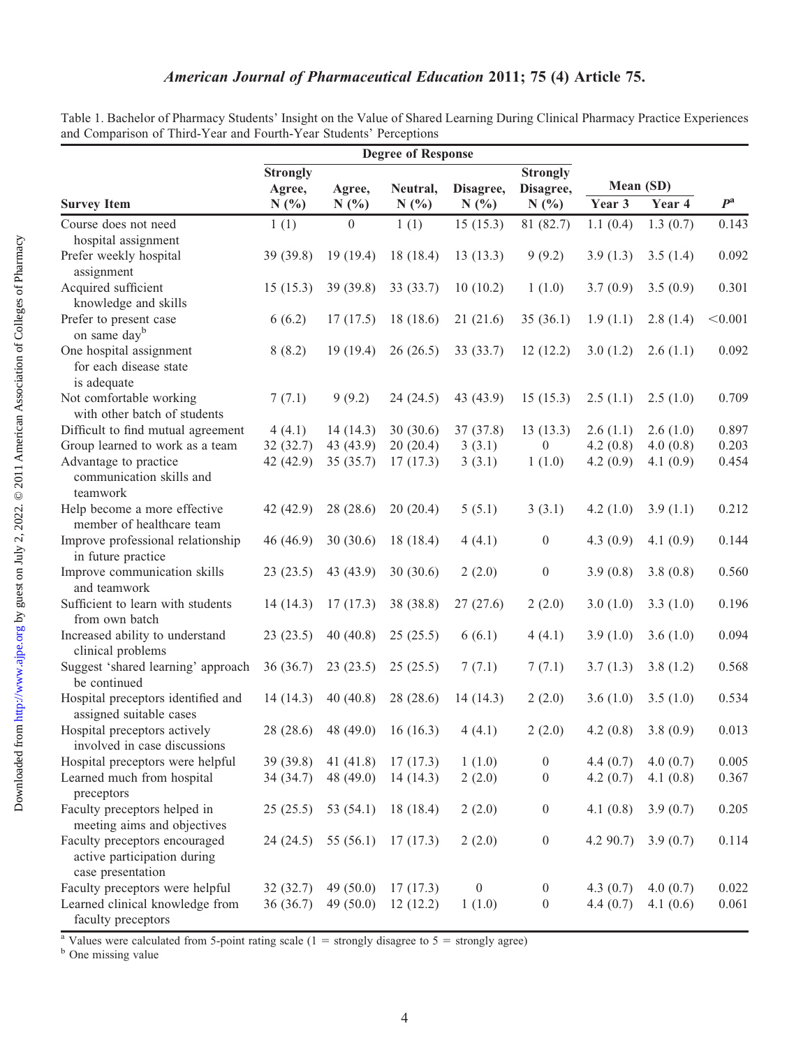Table 1. Bachelor of Pharmacy Students' Insight on the Value of Shared Learning During Clinical Pharmacy Practice Experiences and Comparison of Third-Year and Fourth-Year Students' Perceptions

| | Degree of Response | | | | | | | |
|---|---|---|---|---|---|---|---|---|
| | Strongly Agree, | Agree, | Neutral, | Disagree, | Strongly Disagree, | Mean (SD) | | |
| Survey Item | N (%) | N (%) | N (%) | N (%) | N (%) | Year 3 | Year 4 | $P$[a] |
| Course does not need hospital assignment | 1 (1) | 0 | 1 (1) | 15 (15.3) | 81 (82.7) | 1.1 (0.4) | 1.3 (0.7) | 0.143 |
| Prefer weekly hospital assignment | 39 (39.8) | 19 (19.4) | 18 (18.4) | 13 (13.3) | 9 (9.2) | 3.9 (1.3) | 3.5 (1.4) | 0.092 |
| Acquired sufficient knowledge and skills | 15 (15.3) | 39 (39.8) | 33 (33.7) | 10 (10.2) | 1 (1.0) | 3.7 (0.9) | 3.5 (0.9) | 0.301 |
| Prefer to present case on same day[b] | 6 (6.2) | 17 (17.5) | 18 (18.6) | 21 (21.6) | 35 (36.1) | 1.9 (1.1) | 2.8 (1.4) | <0.001 |
| One hospital assignment for each disease state is adequate | 8 (8.2) | 19 (19.4) | 26 (26.5) | 33 (33.7) | 12 (12.2) | 3.0 (1.2) | 2.6 (1.1) | 0.092 |
| Not comfortable working with other batch of students | 7 (7.1) | 9 (9.2) | 24 (24.5) | 43 (43.9) | 15 (15.3) | 2.5 (1.1) | 2.5 (1.0) | 0.709 |
| Difficult to find mutual agreement | 4 (4.1) | 14 (14.3) | 30 (30.6) | 37 (37.8) | 13 (13.3) | 2.6 (1.1) | 2.6 (1.0) | 0.897 |
| Group learned to work as a team | 32 (32.7) | 43 (43.9) | 20 (20.4) | 3 (3.1) | 0 | 4.2 (0.8) | 4.0 (0.8) | 0.203 |
| Advantage to practice communication skills and teamwork | 42 (42.9) | 35 (35.7) | 17 (17.3) | 3 (3.1) | 1 (1.0) | 4.2 (0.9) | 4.1 (0.9) | 0.454 |
| Help become a more effective member of healthcare team | 42 (42.9) | 28 (28.6) | 20 (20.4) | 5 (5.1) | 3 (3.1) | 4.2 (1.0) | 3.9 (1.1) | 0.212 |
| Improve professional relationship in future practice | 46 (46.9) | 30 (30.6) | 18 (18.4) | 4 (4.1) | 0 | 4.3 (0.9) | 4.1 (0.9) | 0.144 |
| Improve communication skills and teamwork | 23 (23.5) | 43 (43.9) | 30 (30.6) | 2 (2.0) | 0 | 3.9 (0.8) | 3.8 (0.8) | 0.560 |
| Sufficient to learn with students from own batch | 14 (14.3) | 17 (17.3) | 38 (38.8) | 27 (27.6) | 2 (2.0) | 3.0 (1.0) | 3.3 (1.0) | 0.196 |
| Increased ability to understand clinical problems | 23 (23.5) | 40 (40.8) | 25 (25.5) | 6 (6.1) | 4 (4.1) | 3.9 (1.0) | 3.6 (1.0) | 0.094 |
| Suggest 'shared learning' approach be continued | 36 (36.7) | 23 (23.5) | 25 (25.5) | 7 (7.1) | 7 (7.1) | 3.7 (1.3) | 3.8 (1.2) | 0.568 |
| Hospital preceptors identified and assigned suitable cases | 14 (14.3) | 40 (40.8) | 28 (28.6) | 14 (14.3) | 2 (2.0) | 3.6 (1.0) | 3.5 (1.0) | 0.534 |
| Hospital preceptors actively involved in case discussions | 28 (28.6) | 48 (49.0) | 16 (16.3) | 4 (4.1) | 2 (2.0) | 4.2 (0.8) | 3.8 (0.9) | 0.013 |
| Hospital preceptors were helpful | 39 (39.8) | 41 (41.8) | 17 (17.3) | 1 (1.0) | 0 | 4.4 (0.7) | 4.0 (0.7) | 0.005 |
| Learned much from hospital preceptors | 34 (34.7) | 48 (49.0) | 14 (14.3) | 2 (2.0) | 0 | 4.2 (0.7) | 4.1 (0.8) | 0.367 |
| Faculty preceptors helped in meeting aims and objectives | 25 (25.5) | 53 (54.1) | 18 (18.4) | 2 (2.0) | 0 | 4.1 (0.8) | 3.9 (0.7) | 0.205 |
| Faculty preceptors encouraged active participation during case presentation | 24 (24.5) | 55 (56.1) | 17 (17.3) | 2 (2.0) | 0 | 4.2 90.7) | 3.9 (0.7) | 0.114 |
| Faculty preceptors were helpful | 32 (32.7) | 49 (50.0) | 17 (17.3) | 0 | 0 | 4.3 (0.7) | 4.0 (0.7) | 0.022 |
| Learned clinical knowledge from faculty preceptors | 36 (36.7) | 49 (50.0) | 12 (12.2) | 1 (1.0) | 0 | 4.4 (0.7) | 4.1 (0.6) | 0.061 |

[a] Values were calculated from 5-point rating scale (1 = strongly disagree to 5 = strongly agree)

[b] One missing value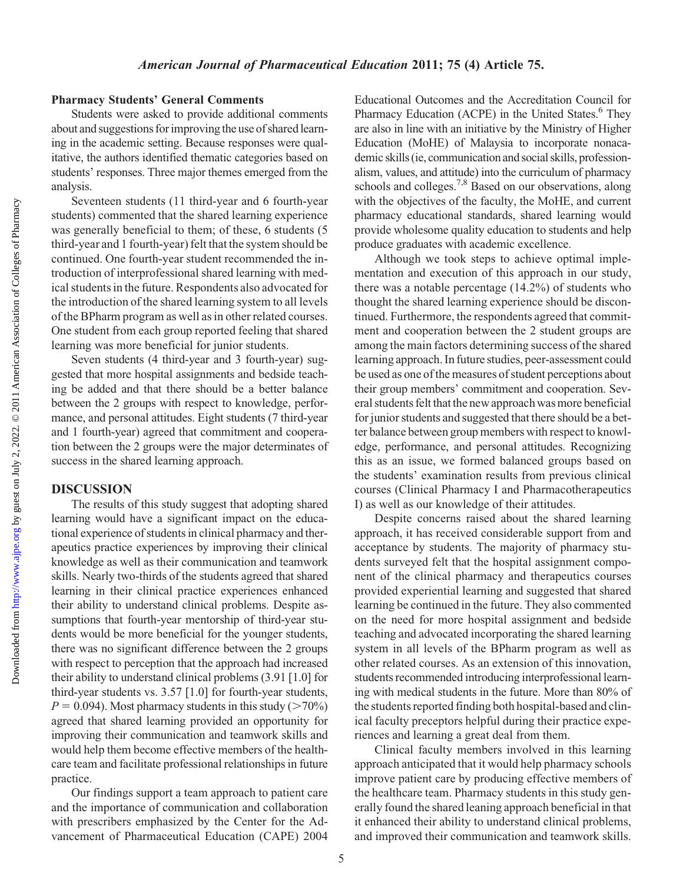### Pharmacy Students' General Comments

Students were asked to provide additional comments about and suggestions for improving the use of shared learning in the academic setting. Because responses were qualitative, the authors identified thematic categories based on students' responses. Three major themes emerged from the analysis.

Seventeen students (11 third-year and 6 fourth-year students) commented that the shared learning experience was generally beneficial to them; of these, 6 students (5 third-year and 1 fourth-year) felt that the system should be continued. One fourth-year student recommended the introduction of interprofessional shared learning with medical students in the future. Respondents also advocated for the introduction of the shared learning system to all levels of the BPharm program as well as in other related courses. One student from each group reported feeling that shared learning was more beneficial for junior students.

Seven students (4 third-year and 3 fourth-year) suggested that more hospital assignments and bedside teaching be added and that there should be a better balance between the 2 groups with respect to knowledge, performance, and personal attitudes. Eight students (7 third-year and 1 fourth-year) agreed that commitment and cooperation between the 2 groups were the major determinates of success in the shared learning approach.

## DISCUSSION

The results of this study suggest that adopting shared learning would have a significant impact on the educational experience of students in clinical pharmacy and therapeutics practice experiences by improving their clinical knowledge as well as their communication and teamwork skills. Nearly two-thirds of the students agreed that shared learning in their clinical practice experiences enhanced their ability to understand clinical problems. Despite assumptions that fourth-year mentorship of third-year students would be more beneficial for the younger students, there was no significant difference between the 2 groups with respect to perception that the approach had increased their ability to understand clinical problems (3.91 [1.0] for third-year students vs. 3.57 [1.0] for fourth-year students, $P = 0.094$). Most pharmacy students in this study ($>70\%$) agreed that shared learning provided an opportunity for improving their communication and teamwork skills and would help them become effective members of the healthcare team and facilitate professional relationships in future practice.

Our findings support a team approach to patient care and the importance of communication and collaboration with prescribers emphasized by the Center for the Advancement of Pharmaceutical Education (CAPE) 2004 Educational Outcomes and the Accreditation Council for Pharmacy Education (ACPE) in the United States.[6] They are also in line with an initiative by the Ministry of Higher Education (MoHE) of Malaysia to incorporate nonacademic skills (ie, communication and social skills, professionalism, values, and attitude) into the curriculum of pharmacy schools and colleges.[7,8] Based on our observations, along with the objectives of the faculty, the MoHE, and current pharmacy educational standards, shared learning would provide wholesome quality education to students and help produce graduates with academic excellence.

Although we took steps to achieve optimal implementation and execution of this approach in our study, there was a notable percentage (14.2%) of students who thought the shared learning experience should be discontinued. Furthermore, the respondents agreed that commitment and cooperation between the 2 student groups are among the main factors determining success of the shared learning approach. In future studies, peer-assessment could be used as one of the measures of student perceptions about their group members' commitment and cooperation. Several students felt that the new approach was more beneficial for junior students and suggested that there should be a better balance between group members with respect to knowledge, performance, and personal attitudes. Recognizing this as an issue, we formed balanced groups based on the students' examination results from previous clinical courses (Clinical Pharmacy I and Pharmacotherapeutics I) as well as our knowledge of their attitudes.

Despite concerns raised about the shared learning approach, it has received considerable support from and acceptance by students. The majority of pharmacy students surveyed felt that the hospital assignment component of the clinical pharmacy and therapeutics courses provided experiential learning and suggested that shared learning be continued in the future. They also commented on the need for more hospital assignment and bedside teaching and advocated incorporating the shared learning system in all levels of the BPharm program as well as other related courses. As an extension of this innovation, students recommended introducing interprofessional learning with medical students in the future. More than 80% of the students reported finding both hospital-based and clinical faculty preceptors helpful during their practice experiences and learning a great deal from them.

Clinical faculty members involved in this learning approach anticipated that it would help pharmacy schools improve patient care by producing effective members of the healthcare team. Pharmacy students in this study generally found the shared leaning approach beneficial in that it enhanced their ability to understand clinical problems, and improved their communication and teamwork skills.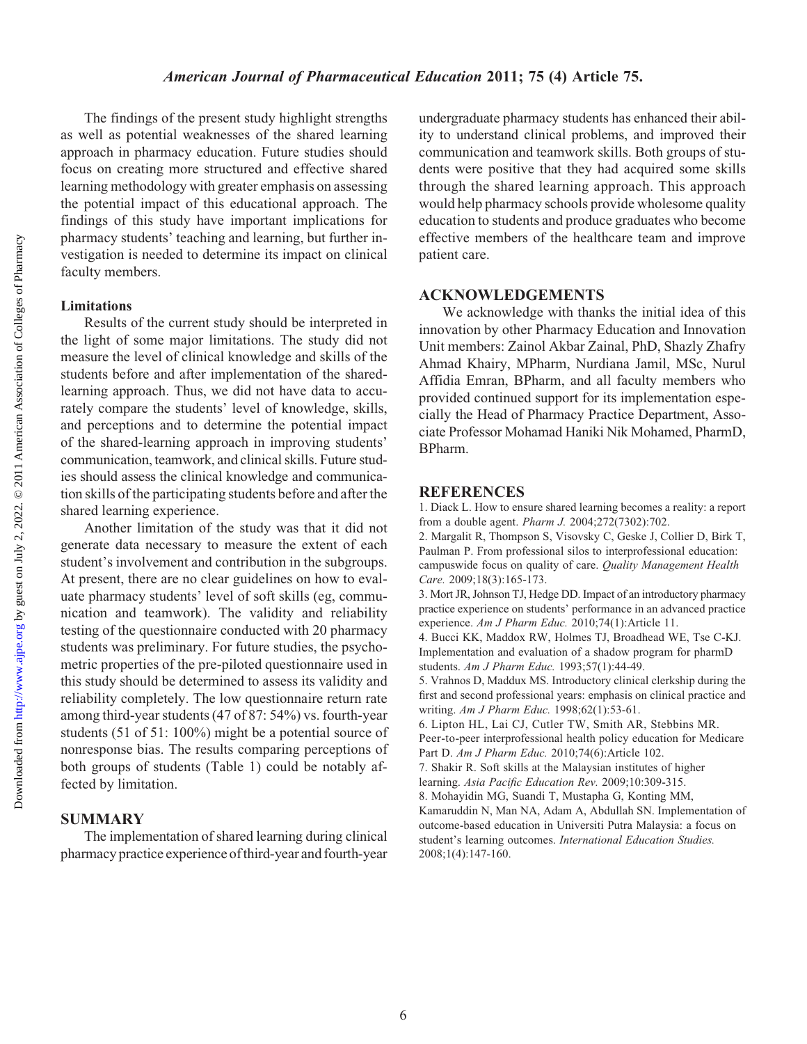The findings of the present study highlight strengths as well as potential weaknesses of the shared learning approach in pharmacy education. Future studies should focus on creating more structured and effective shared learning methodology with greater emphasis on assessing the potential impact of this educational approach. The findings of this study have important implications for pharmacy students' teaching and learning, but further investigation is needed to determine its impact on clinical faculty members.

### Limitations

Results of the current study should be interpreted in the light of some major limitations. The study did not measure the level of clinical knowledge and skills of the students before and after implementation of the shared-learning approach. Thus, we did not have data to accurately compare the students' level of knowledge, skills, and perceptions and to determine the potential impact of the shared-learning approach in improving students' communication, teamwork, and clinical skills. Future studies should assess the clinical knowledge and communication skills of the participating students before and after the shared learning experience.

Another limitation of the study was that it did not generate data necessary to measure the extent of each student's involvement and contribution in the subgroups. At present, there are no clear guidelines on how to evaluate pharmacy students' level of soft skills (eg, communication and teamwork). The validity and reliability testing of the questionnaire conducted with 20 pharmacy students was preliminary. For future studies, the psychometric properties of the pre-piloted questionnaire used in this study should be determined to assess its validity and reliability completely. The low questionnaire return rate among third-year students (47 of 87: 54%) vs. fourth-year students (51 of 51: 100%) might be a potential source of nonresponse bias. The results comparing perceptions of both groups of students (Table 1) could be notably affected by limitation.

## SUMMARY

The implementation of shared learning during clinical pharmacy practice experience of third-year and fourth-year undergraduate pharmacy students has enhanced their ability to understand clinical problems, and improved their communication and teamwork skills. Both groups of students were positive that they had acquired some skills through the shared learning approach. This approach would help pharmacy schools provide wholesome quality education to students and produce graduates who become effective members of the healthcare team and improve patient care.

## ACKNOWLEDGEMENTS

We acknowledge with thanks the initial idea of this innovation by other Pharmacy Education and Innovation Unit members: Zainol Akbar Zainal, PhD, Shazly Zhafry Ahmad Khairy, MPharm, Nurdiana Jamil, MSc, Nurul Affidia Emran, BPharm, and all faculty members who provided continued support for its implementation especially the Head of Pharmacy Practice Department, Associate Professor Mohamad Haniki Nik Mohamed, PharmD, BPharm.

## REFERENCES

1. Diack L. How to ensure shared learning becomes a reality: a report from a double agent. *Pharm J.* 2004;272(7302):702.
2. Margalit R, Thompson S, Visovsky C, Geske J, Collier D, Birk T, Paulman P. From professional silos to interprofessional education: campuswide focus on quality of care. *Quality Management Health Care.* 2009;18(3):165-173.
3. Mort JR, Johnson TJ, Hedge DD. Impact of an introductory pharmacy practice experience on students' performance in an advanced practice experience. *Am J Pharm Educ.* 2010;74(1):Article 11.
4. Bucci KK, Maddox RW, Holmes TJ, Broadhead WE, Tse C-KJ. Implementation and evaluation of a shadow program for pharmD students. *Am J Pharm Educ.* 1993;57(1):44-49.
5. Vrahnos D, Maddux MS. Introductory clinical clerkship during the first and second professional years: emphasis on clinical practice and writing. *Am J Pharm Educ.* 1998;62(1):53-61.
6. Lipton HL, Lai CJ, Cutler TW, Smith AR, Stebbins MR. Peer-to-peer interprofessional health policy education for Medicare Part D. *Am J Pharm Educ.* 2010;74(6):Article 102.
7. Shakir R. Soft skills at the Malaysian institutes of higher learning. *Asia Pacific Education Rev.* 2009;10:309-315.
8. Mohayidin MG, Suandi T, Mustapha G, Konting MM, Kamaruddin N, Man NA, Adam A, Abdullah SN. Implementation of outcome-based education in Universiti Putra Malaysia: a focus on student's learning outcomes. *International Education Studies.* 2008;1(4):147-160.